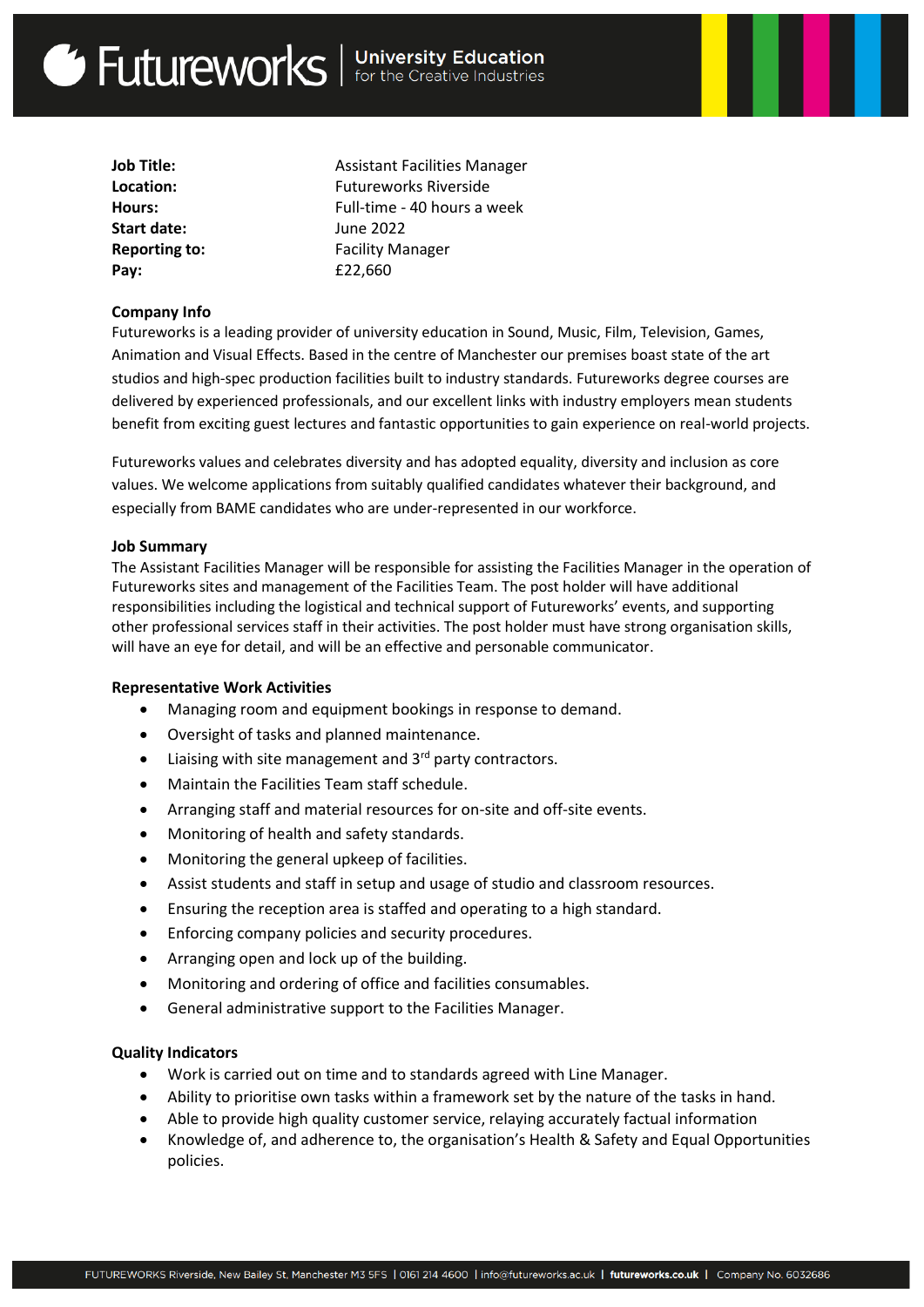| | |
|---|---|
| **Job Title:** | Assistant Facilities Manager |
| **Location:** | Futureworks Riverside |
| **Hours:** | Full-time - 40 hours a week |
| **Start date:** | June 2022 |
| **Reporting to:** | Facility Manager |
| **Pay:** | £22,660 |

**Company Info**

Futureworks is a leading provider of university education in Sound, Music, Film, Television, Games, Animation and Visual Effects. Based in the centre of Manchester our premises boast state of the art studios and high-spec production facilities built to industry standards. Futureworks degree courses are delivered by experienced professionals, and our excellent links with industry employers mean students benefit from exciting guest lectures and fantastic opportunities to gain experience on real-world projects.

Futureworks values and celebrates diversity and has adopted equality, diversity and inclusion as core values. We welcome applications from suitably qualified candidates whatever their background, and especially from BAME candidates who are under-represented in our workforce.

**Job Summary**

The Assistant Facilities Manager will be responsible for assisting the Facilities Manager in the operation of Futureworks sites and management of the Facilities Team. The post holder will have additional responsibilities including the logistical and technical support of Futureworks' events, and supporting other professional services staff in their activities. The post holder must have strong organisation skills, will have an eye for detail, and will be an effective and personable communicator.

**Representative Work Activities**

- Managing room and equipment bookings in response to demand.
- Oversight of tasks and planned maintenance.
- Liaising with site management and 3rd party contractors.
- Maintain the Facilities Team staff schedule.
- Arranging staff and material resources for on-site and off-site events.
- Monitoring of health and safety standards.
- Monitoring the general upkeep of facilities.
- Assist students and staff in setup and usage of studio and classroom resources.
- Ensuring the reception area is staffed and operating to a high standard.
- Enforcing company policies and security procedures.
- Arranging open and lock up of the building.
- Monitoring and ordering of office and facilities consumables.
- General administrative support to the Facilities Manager.

**Quality Indicators**

- Work is carried out on time and to standards agreed with Line Manager.
- Ability to prioritise own tasks within a framework set by the nature of the tasks in hand.
- Able to provide high quality customer service, relaying accurately factual information
- Knowledge of, and adherence to, the organisation's Health & Safety and Equal Opportunities policies.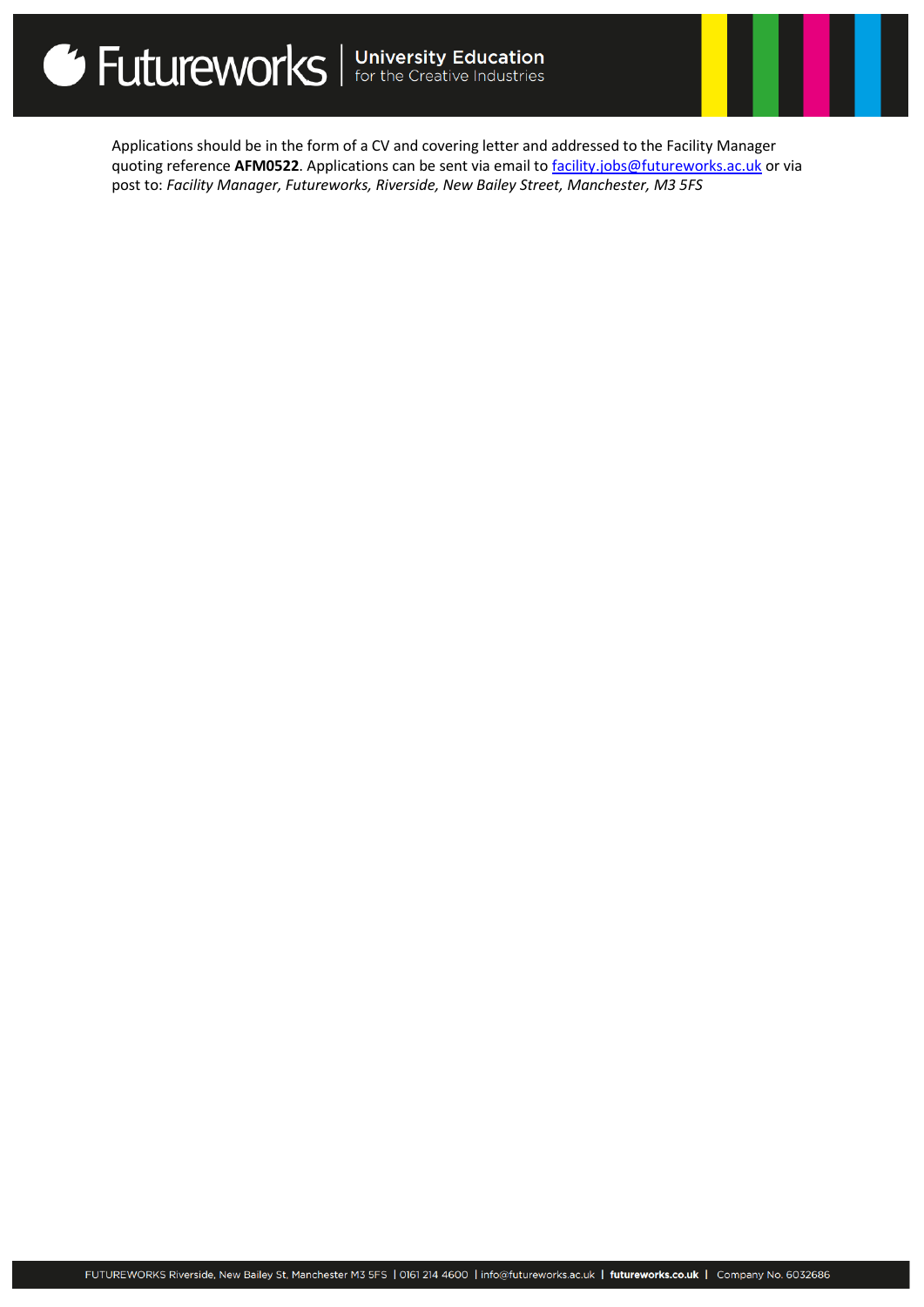Applications should be in the form of a CV and covering letter and addressed to the Facility Manager quoting reference **AFM0522**. Applications can be sent via email to [facility.jobs@futureworks.ac.uk](mailto:facility.jobs@futureworks.ac.uk) or via post to: *Facility Manager, Futureworks, Riverside, New Bailey Street, Manchester, M3 5FS*